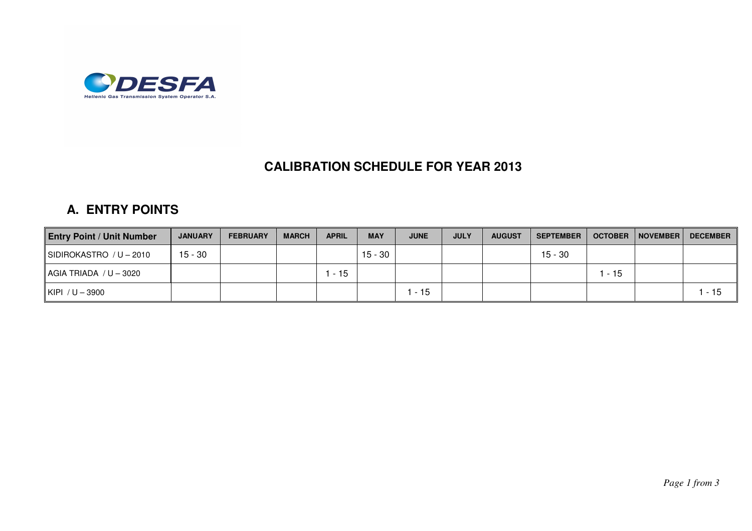# CALIBRATION SCHEDULE FOR YEAR 2013

## A. ENTRY POINTS

| Entry Point / Unit Number | JANUARY | FEBRUARY | MARCH | APRIL | MAY | JUNE | JULY | AUGUST | SEPTEMBER | OCTOBER | NOVEMBER | DECEMBER |
|---|---|---|---|---|---|---|---|---|---|---|---|---|
| SIDIROKASTRO / U – 2010 | 15 - 30 | | | | 15 - 30 | | | | 15 - 30 | | | |
| AGIA TRIADA / U – 3020 | | | | 1 - 15 | | | | | | 1 - 15 | | |
| KIPI / U – 3900 | | | | | | 1 - 15 | | | | | | 1 - 15 |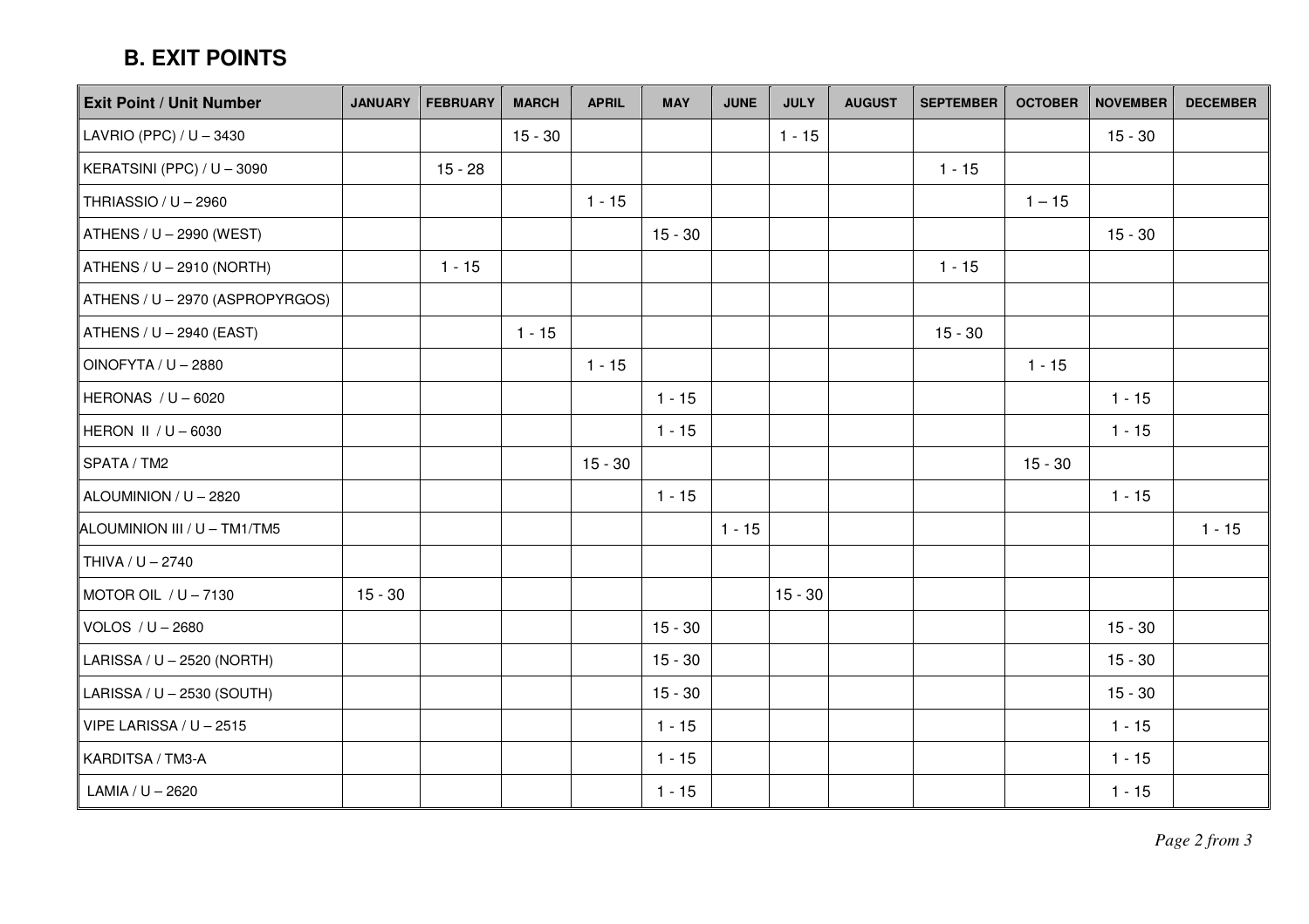## B. EXIT POINTS

| Exit Point / Unit Number | JANUARY | FEBRUARY | MARCH | APRIL | MAY | JUNE | JULY | AUGUST | SEPTEMBER | OCTOBER | NOVEMBER | DECEMBER |
|---|---|---|---|---|---|---|---|---|---|---|---|---|
| LAVRIO (PPC) / U – 3430 | | | 15 - 30 | | | | 1 - 15 | | | | 15 - 30 | |
| KERATSINI (PPC) / U – 3090 | | 15 - 28 | | | | | | | 1 - 15 | | | |
| THRIASSIO / U – 2960 | | | | 1 - 15 | | | | | | 1 – 15 | | |
| ATHENS / U – 2990 (WEST) | | | | | 15 - 30 | | | | | | 15 - 30 | |
| ATHENS / U – 2910 (NORTH) | | 1 - 15 | | | | | | | 1 - 15 | | | |
| ATHENS / U – 2970 (ASPROPYRGOS) | | | | | | | | | | | | |
| ATHENS / U – 2940 (EAST) | | | 1 - 15 | | | | | | 15 - 30 | | | |
| OINOFYTA / U – 2880 | | | | 1 - 15 | | | | | | 1 - 15 | | |
| HERONAS / U – 6020 | | | | | 1 - 15 | | | | | | 1 - 15 | |
| HERON II / U – 6030 | | | | | 1 - 15 | | | | | | 1 - 15 | |
| SPATA / TM2 | | | | 15 - 30 | | | | | | 15 - 30 | | |
| ALOUMINION / U – 2820 | | | | | 1 - 15 | | | | | | 1 - 15 | |
| ALOUMINION III / U – TM1/TM5 | | | | | | 1 - 15 | | | | | | 1 - 15 |
| THIVA / U – 2740 | | | | | | | | | | | | |
| MOTOR OIL / U – 7130 | 15 - 30 | | | | | | 15 - 30 | | | | | |
| VOLOS / U – 2680 | | | | | 15 - 30 | | | | | | 15 - 30 | |
| LARISSA / U – 2520 (NORTH) | | | | | 15 - 30 | | | | | | 15 - 30 | |
| LARISSA / U – 2530 (SOUTH) | | | | | 15 - 30 | | | | | | 15 - 30 | |
| VIPE LARISSA / U – 2515 | | | | | 1 - 15 | | | | | | 1 - 15 | |
| KARDITSA / TM3-A | | | | | 1 - 15 | | | | | | 1 - 15 | |
| LAMIA / U – 2620 | | | | | 1 - 15 | | | | | | 1 - 15 | |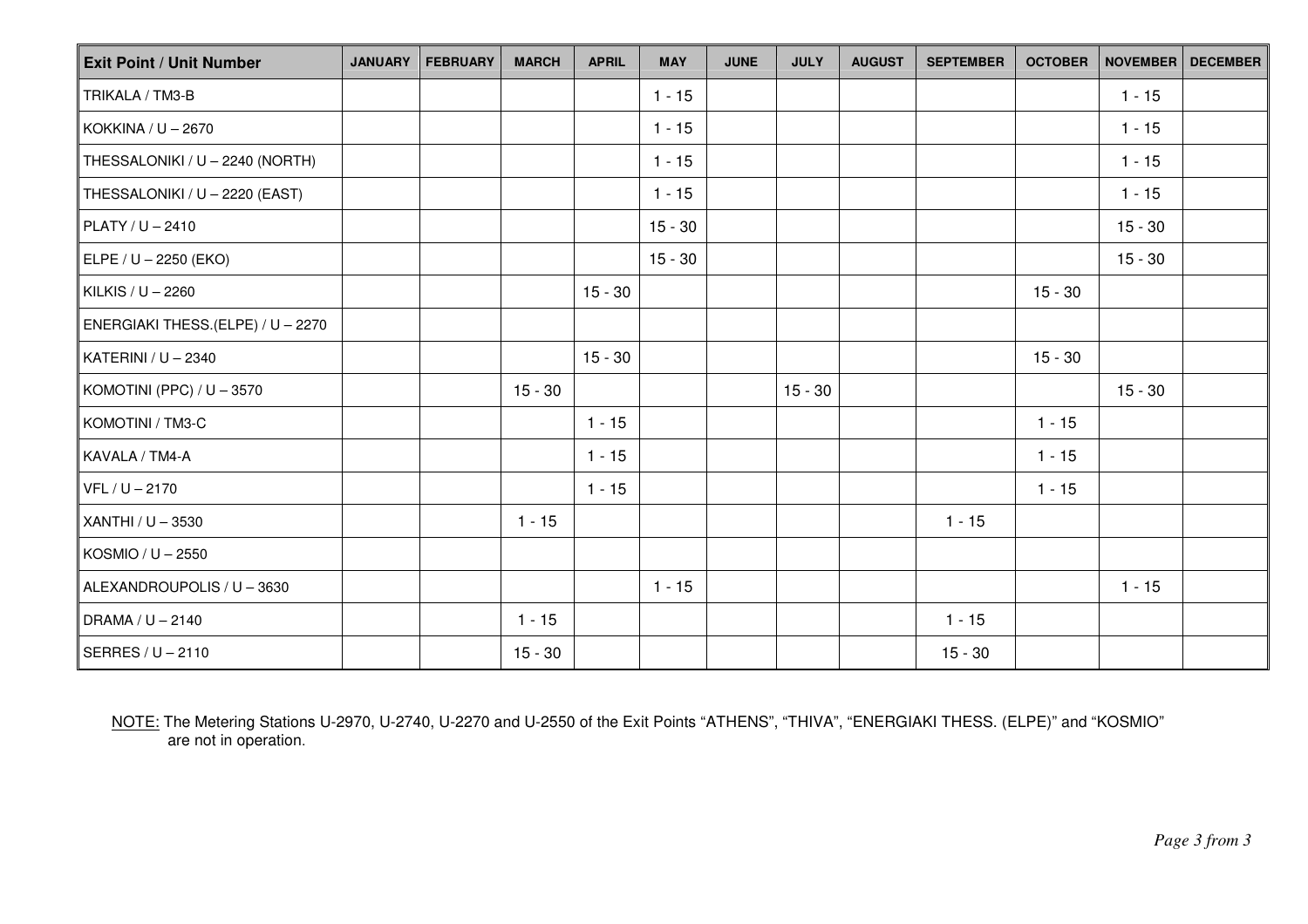| Exit Point / Unit Number | JANUARY | FEBRUARY | MARCH | APRIL | MAY | JUNE | JULY | AUGUST | SEPTEMBER | OCTOBER | NOVEMBER | DECEMBER |
|---|---|---|---|---|---|---|---|---|---|---|---|---|
| TRIKALA / TM3-B | | | | | 1 - 15 | | | | | | 1 - 15 | |
| KOKKINA / U – 2670 | | | | | 1 - 15 | | | | | | 1 - 15 | |
| THESSALONIKI / U – 2240 (NORTH) | | | | | 1 - 15 | | | | | | 1 - 15 | |
| THESSALONIKI / U – 2220 (EAST) | | | | | 1 - 15 | | | | | | 1 - 15 | |
| PLATY / U – 2410 | | | | | 15 - 30 | | | | | | 15 - 30 | |
| ELPE / U – 2250 (EKO) | | | | | 15 - 30 | | | | | | 15 - 30 | |
| KILKIS / U – 2260 | | | | 15 - 30 | | | | | | 15 - 30 | | |
| ENERGIAKI THESS.(ELPE) / U – 2270 | | | | | | | | | | | | |
| KATERINI / U – 2340 | | | | 15 - 30 | | | | | | 15 - 30 | | |
| KOMOTINI (PPC) / U – 3570 | | | 15 - 30 | | | | 15 - 30 | | | | 15 - 30 | |
| KOMOTINI / TM3-C | | | | 1 - 15 | | | | | | 1 - 15 | | |
| KAVALA / TM4-A | | | | 1 - 15 | | | | | | 1 - 15 | | |
| VFL / U – 2170 | | | | 1 - 15 | | | | | | 1 - 15 | | |
| XANTHI / U – 3530 | | | 1 - 15 | | | | | | 1 - 15 | | | |
| KOSMIO / U – 2550 | | | | | | | | | | | | |
| ALEXANDROUPOLIS / U – 3630 | | | | | 1 - 15 | | | | | | 1 - 15 | |
| DRAMA / U – 2140 | | | 1 - 15 | | | | | | 1 - 15 | | | |
| SERRES / U – 2110 | | | 15 - 30 | | | | | | 15 - 30 | | | |

NOTE: The Metering Stations U-2970, U-2740, U-2270 and U-2550 of the Exit Points "ATHENS", "THIVA", "ENERGIAKI THESS. (ELPE)" and "KOSMIO" are not in operation.